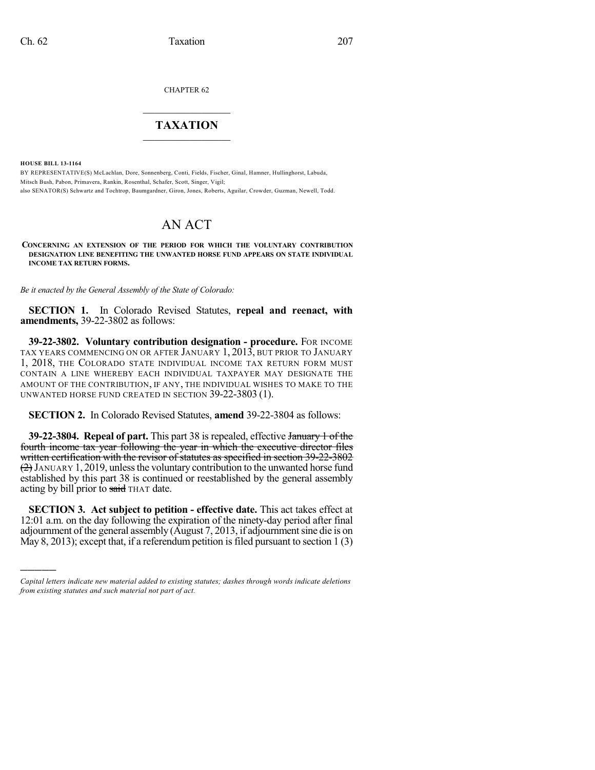CHAPTER 62

# TAXATION

**HOUSE BILL 13-1164**

BY REPRESENTATIVE(S) McLachlan, Dore, Sonnenberg, Conti, Fields, Fischer, Ginal, Hamner, Hullinghorst, Labuda, Mitsch Bush, Pabon, Primavera, Rankin, Rosenthal, Schafer, Scott, Singer, Vigil;
also SENATOR(S) Schwartz and Tochtrop, Baumgardner, Giron, Jones, Roberts, Aguilar, Crowder, Guzman, Newell, Todd.

# AN ACT

**CONCERNING AN EXTENSION OF THE PERIOD FOR WHICH THE VOLUNTARY CONTRIBUTION DESIGNATION LINE BENEFITING THE UNWANTED HORSE FUND APPEARS ON STATE INDIVIDUAL INCOME TAX RETURN FORMS.**

*Be it enacted by the General Assembly of the State of Colorado:*

**SECTION 1.** In Colorado Revised Statutes, **repeal and reenact, with amendments,** 39-22-3802 as follows:

**39-22-3802. Voluntary contribution designation - procedure.** FOR INCOME TAX YEARS COMMENCING ON OR AFTER JANUARY 1, 2013, BUT PRIOR TO JANUARY 1, 2018, THE COLORADO STATE INDIVIDUAL INCOME TAX RETURN FORM MUST CONTAIN A LINE WHEREBY EACH INDIVIDUAL TAXPAYER MAY DESIGNATE THE AMOUNT OF THE CONTRIBUTION, IF ANY, THE INDIVIDUAL WISHES TO MAKE TO THE UNWANTED HORSE FUND CREATED IN SECTION 39-22-3803 (1).

**SECTION 2.** In Colorado Revised Statutes, **amend** 39-22-3804 as follows:

**39-22-3804. Repeal of part.** This part 38 is repealed, effective ~~January 1 of the fourth income tax year following the year in which the executive director files written certification with the revisor of statutes as specified in section 39-22-3802 (2)~~ JANUARY 1, 2019, unless the voluntary contribution to the unwanted horse fund established by this part 38 is continued or reestablished by the general assembly acting by bill prior to ~~said~~ THAT date.

**SECTION 3. Act subject to petition - effective date.** This act takes effect at 12:01 a.m. on the day following the expiration of the ninety-day period after final adjournment of the general assembly (August 7, 2013, if adjournment sine die is on May 8, 2013); except that, if a referendum petition is filed pursuant to section 1 (3)

*Capital letters indicate new material added to existing statutes; dashes through words indicate deletions from existing statutes and such material not part of act.*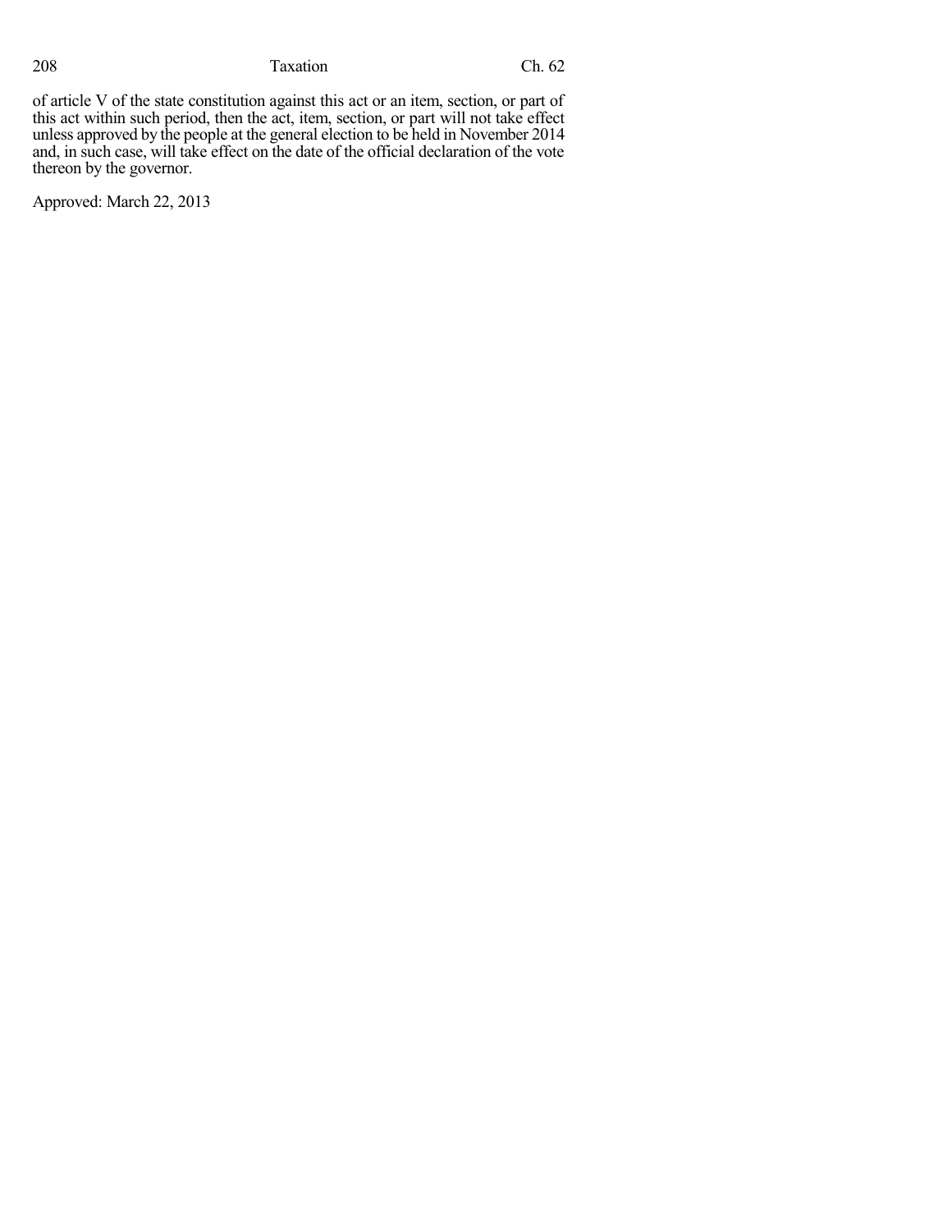of article V of the state constitution against this act or an item, section, or part of this act within such period, then the act, item, section, or part will not take effect unless approved by the people at the general election to be held in November 2014 and, in such case, will take effect on the date of the official declaration of the vote thereon by the governor.

Approved: March 22, 2013